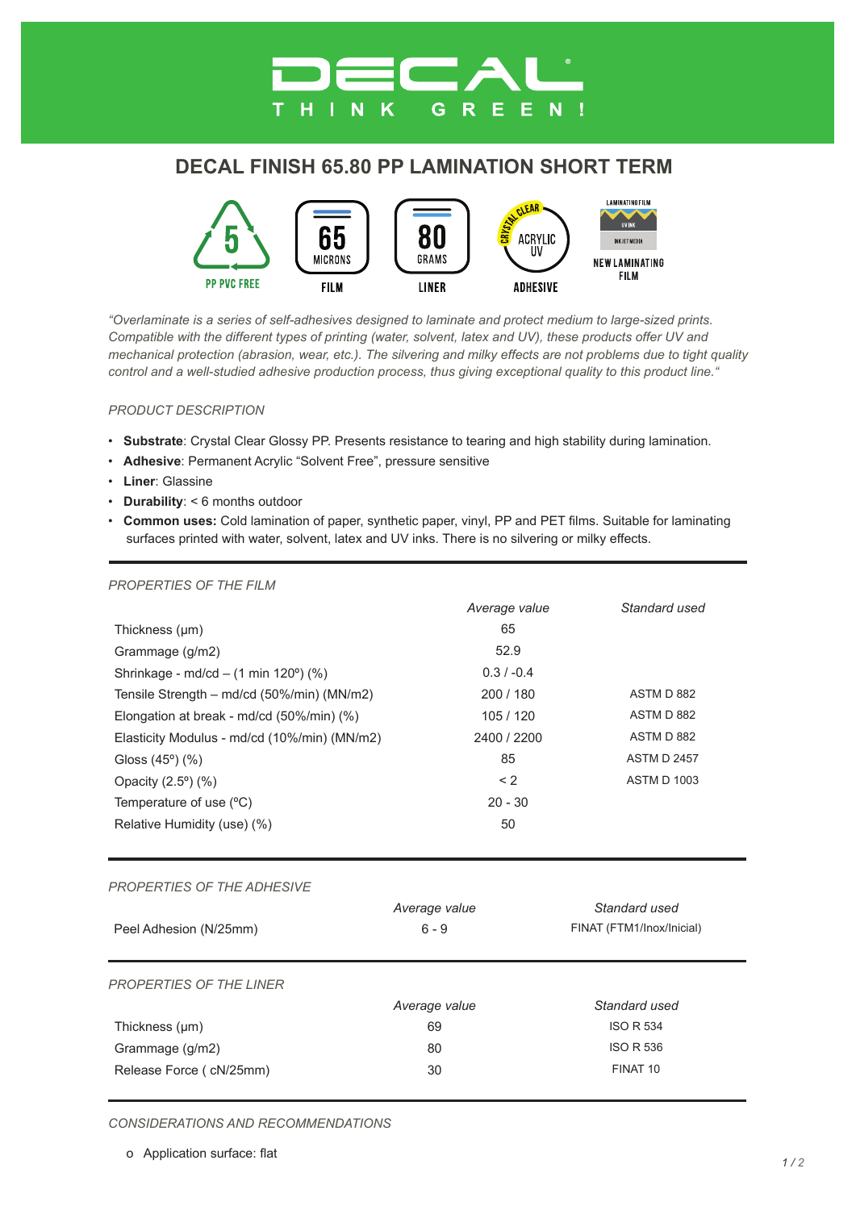# DECAL

THINK GREEN!

## DECAL FINISH 65.80 PP LAMINATION SHORT TERM

5 PP PVC FREE | 65 MICRONS FILM | 80 GRAMS LINER | CRYSTAL CLEAR ACRYLIC UV ADHESIVE | NEW LAMINATING FILM

*“Overlaminate is a series of self-adhesives designed to laminate and protect medium to large-sized prints. Compatible with the different types of printing (water, solvent, latex and UV), these products offer UV and mechanical protection (abrasion, wear, etc.). The silvering and milky effects are not problems due to tight quality control and a well-studied adhesive production process, thus giving exceptional quality to this product line.“*

### PRODUCT DESCRIPTION

- **Substrate**: Crystal Clear Glossy PP. Presents resistance to tearing and high stability during lamination.
- **Adhesive**: Permanent Acrylic “Solvent Free”, pressure sensitive
- **Liner**: Glassine
- **Durability**: < 6 months outdoor
- **Common uses:** Cold lamination of paper, synthetic paper, vinyl, PP and PET films. Suitable for laminating surfaces printed with water, solvent, latex and UV inks. There is no silvering or milky effects.

### PROPERTIES OF THE FILM

| | *Average value* | *Standard used* |
|---|---|---|
| Thickness (µm) | 65 | |
| Grammage (g/m2) | 52.9 | |
| Shrinkage - md/cd – (1 min 120º) (%) | 0.3 / -0.4 | |
| Tensile Strength – md/cd (50%/min) (MN/m2) | 200 / 180 | ASTM D 882 |
| Elongation at break - md/cd (50%/min) (%) | 105 / 120 | ASTM D 882 |
| Elasticity Modulus - md/cd (10%/min) (MN/m2) | 2400 / 2200 | ASTM D 882 |
| Gloss (45º) (%) | 85 | ASTM D 2457 |
| Opacity (2.5º) (%) | < 2 | ASTM D 1003 |
| Temperature of use (ºC) | 20 - 30 | |
| Relative Humidity (use) (%) | 50 | |

### PROPERTIES OF THE ADHESIVE

| | *Average value* | *Standard used* |
|---|---|---|
| Peel Adhesion (N/25mm) | 6 - 9 | FINAT (FTM1/Inox/Inicial) |

### PROPERTIES OF THE LINER

| | *Average value* | *Standard used* |
|---|---|---|
| Thickness (µm) | 69 | ISO R 534 |
| Grammage (g/m2) | 80 | ISO R 536 |
| Release Force ( cN/25mm) | 30 | FINAT 10 |

### CONSIDERATIONS AND RECOMMENDATIONS

- Application surface: flat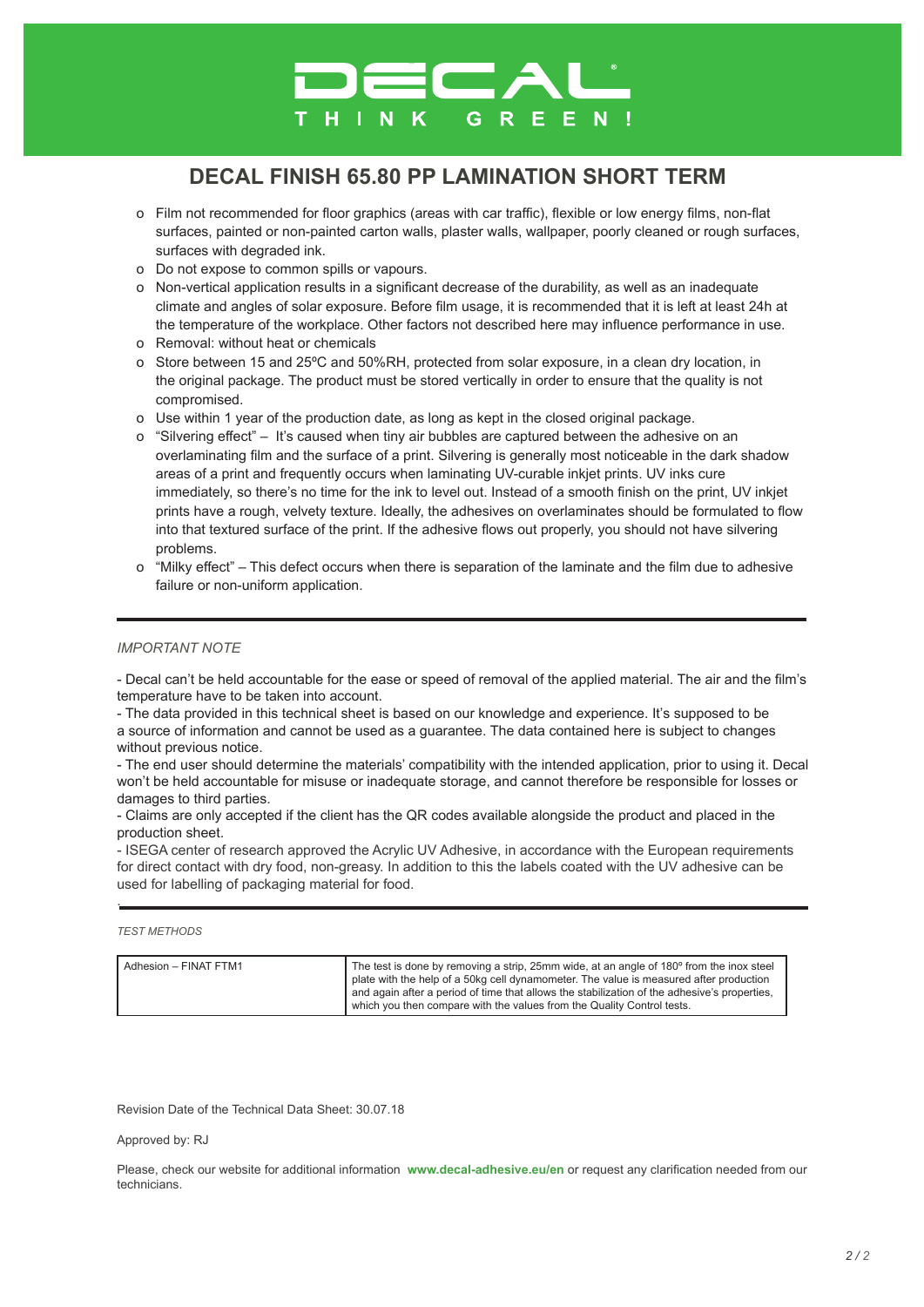# DECAL FINISH 65.80 PP LAMINATION SHORT TERM

- Film not recommended for floor graphics (areas with car traffic), flexible or low energy films, non-flat surfaces, painted or non-painted carton walls, plaster walls, wallpaper, poorly cleaned or rough surfaces, surfaces with degraded ink.
- Do not expose to common spills or vapours.
- Non-vertical application results in a significant decrease of the durability, as well as an inadequate climate and angles of solar exposure. Before film usage, it is recommended that it is left at least 24h at the temperature of the workplace. Other factors not described here may influence performance in use.
- Removal: without heat or chemicals
- Store between 15 and 25ºC and 50%RH, protected from solar exposure, in a clean dry location, in the original package. The product must be stored vertically in order to ensure that the quality is not compromised.
- Use within 1 year of the production date, as long as kept in the closed original package.
- "Silvering effect" – It's caused when tiny air bubbles are captured between the adhesive on an overlaminating film and the surface of a print. Silvering is generally most noticeable in the dark shadow areas of a print and frequently occurs when laminating UV-curable inkjet prints. UV inks cure immediately, so there's no time for the ink to level out. Instead of a smooth finish on the print, UV inkjet prints have a rough, velvety texture. Ideally, the adhesives on overlaminates should be formulated to flow into that textured surface of the print. If the adhesive flows out properly, you should not have silvering problems.
- "Milky effect" – This defect occurs when there is separation of the laminate and the film due to adhesive failure or non-uniform application.

*IMPORTANT NOTE*

- Decal can't be held accountable for the ease or speed of removal of the applied material. The air and the film's temperature have to be taken into account.
- The data provided in this technical sheet is based on our knowledge and experience. It's supposed to be a source of information and cannot be used as a guarantee. The data contained here is subject to changes without previous notice.
- The end user should determine the materials' compatibility with the intended application, prior to using it. Decal won't be held accountable for misuse or inadequate storage, and cannot therefore be responsible for losses or damages to third parties.
- Claims are only accepted if the client has the QR codes available alongside the product and placed in the production sheet.
- ISEGA center of research approved the Acrylic UV Adhesive, in accordance with the European requirements for direct contact with dry food, non-greasy. In addition to this the labels coated with the UV adhesive can be used for labelling of packaging material for food.

*TEST METHODS*

| | |
|---|---|
| Adhesion – FINAT FTM1 | The test is done by removing a strip, 25mm wide, at an angle of 180º from the inox steel plate with the help of a 50kg cell dynamometer. The value is measured after production and again after a period of time that allows the stabilization of the adhesive's properties, which you then compare with the values from the Quality Control tests. |

Revision Date of the Technical Data Sheet: 30.07.18

Approved by: RJ

Please, check our website for additional information **www.decal-adhesive.eu/en** or request any clarification needed from our technicians.